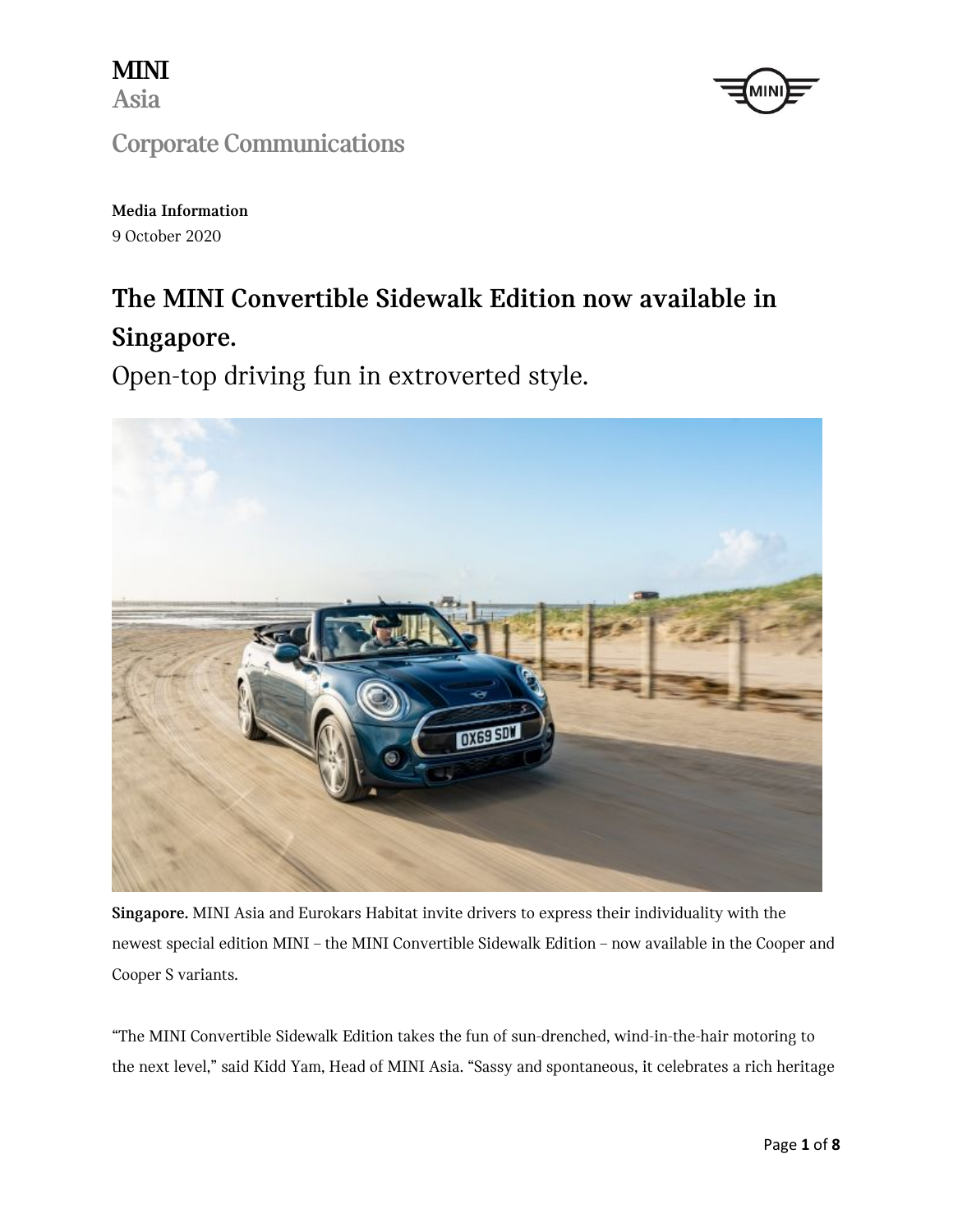MINI
Asia

Corporate Communications

**Media Information**
9 October 2020

# The MINI Convertible Sidewalk Edition now available in Singapore.

## Open-top driving fun in extroverted style.

**Singapore.** MINI Asia and Eurokars Habitat invite drivers to express their individuality with the newest special edition MINI – the MINI Convertible Sidewalk Edition – now available in the Cooper and Cooper S variants.

"The MINI Convertible Sidewalk Edition takes the fun of sun-drenched, wind-in-the-hair motoring to the next level," said Kidd Yam, Head of MINI Asia. "Sassy and spontaneous, it celebrates a rich heritage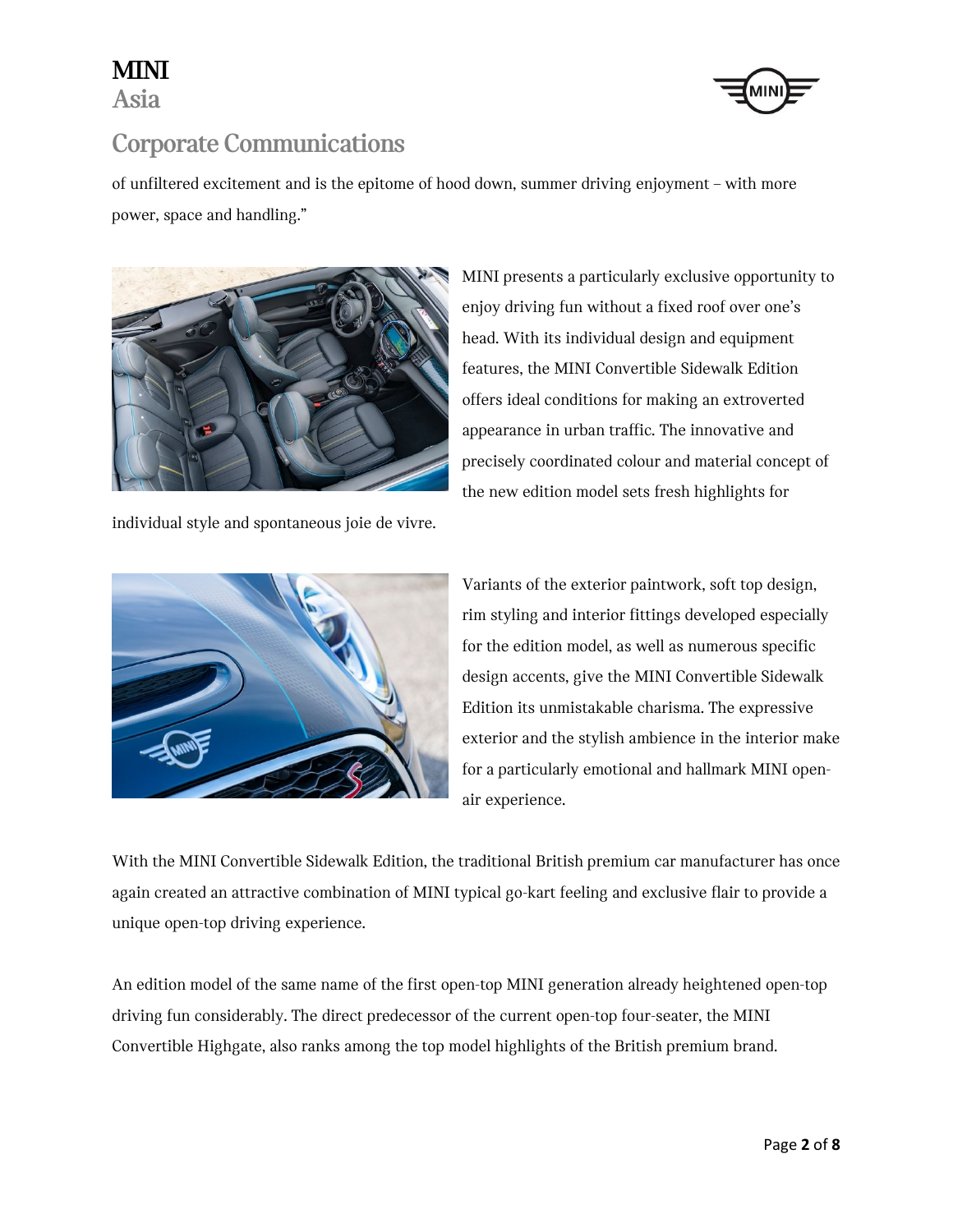of unfiltered excitement and is the epitome of hood down, summer driving enjoyment – with more power, space and handling."

MINI presents a particularly exclusive opportunity to enjoy driving fun without a fixed roof over one's head. With its individual design and equipment features, the MINI Convertible Sidewalk Edition offers ideal conditions for making an extroverted appearance in urban traffic. The innovative and precisely coordinated colour and material concept of the new edition model sets fresh highlights for individual style and spontaneous joie de vivre.

Variants of the exterior paintwork, soft top design, rim styling and interior fittings developed especially for the edition model, as well as numerous specific design accents, give the MINI Convertible Sidewalk Edition its unmistakable charisma. The expressive exterior and the stylish ambience in the interior make for a particularly emotional and hallmark MINI open-air experience.

With the MINI Convertible Sidewalk Edition, the traditional British premium car manufacturer has once again created an attractive combination of MINI typical go-kart feeling and exclusive flair to provide a unique open-top driving experience.

An edition model of the same name of the first open-top MINI generation already heightened open-top driving fun considerably. The direct predecessor of the current open-top four-seater, the MINI Convertible Highgate, also ranks among the top model highlights of the British premium brand.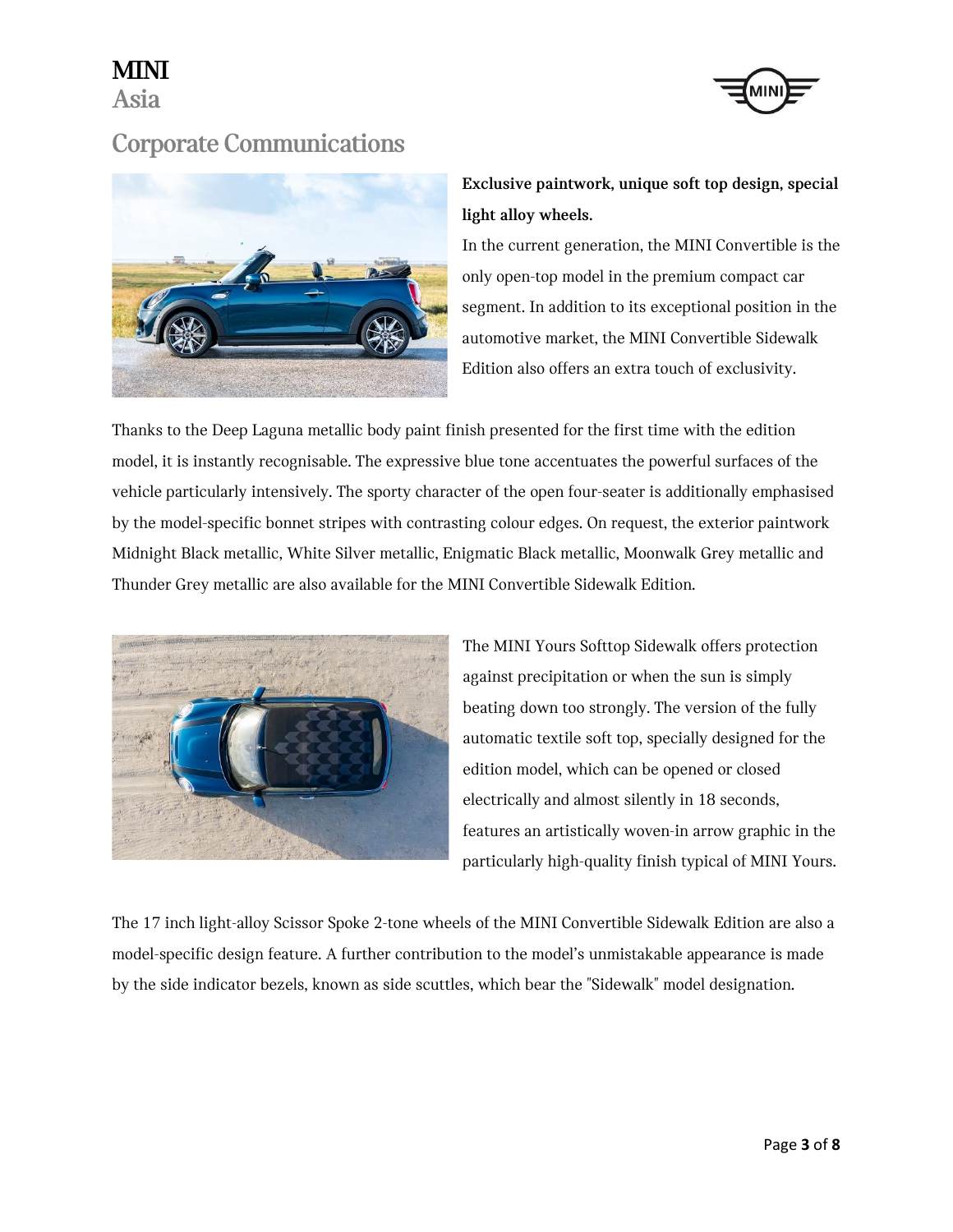**Exclusive paintwork, unique soft top design, special light alloy wheels.**

In the current generation, the MINI Convertible is the only open-top model in the premium compact car segment. In addition to its exceptional position in the automotive market, the MINI Convertible Sidewalk Edition also offers an extra touch of exclusivity.

Thanks to the Deep Laguna metallic body paint finish presented for the first time with the edition model, it is instantly recognisable. The expressive blue tone accentuates the powerful surfaces of the vehicle particularly intensively. The sporty character of the open four-seater is additionally emphasised by the model-specific bonnet stripes with contrasting colour edges. On request, the exterior paintwork Midnight Black metallic, White Silver metallic, Enigmatic Black metallic, Moonwalk Grey metallic and Thunder Grey metallic are also available for the MINI Convertible Sidewalk Edition.

The MINI Yours Softtop Sidewalk offers protection against precipitation or when the sun is simply beating down too strongly. The version of the fully automatic textile soft top, specially designed for the edition model, which can be opened or closed electrically and almost silently in 18 seconds, features an artistically woven-in arrow graphic in the particularly high-quality finish typical of MINI Yours.

The 17 inch light-alloy Scissor Spoke 2-tone wheels of the MINI Convertible Sidewalk Edition are also a model-specific design feature. A further contribution to the model's unmistakable appearance is made by the side indicator bezels, known as side scuttles, which bear the "Sidewalk" model designation.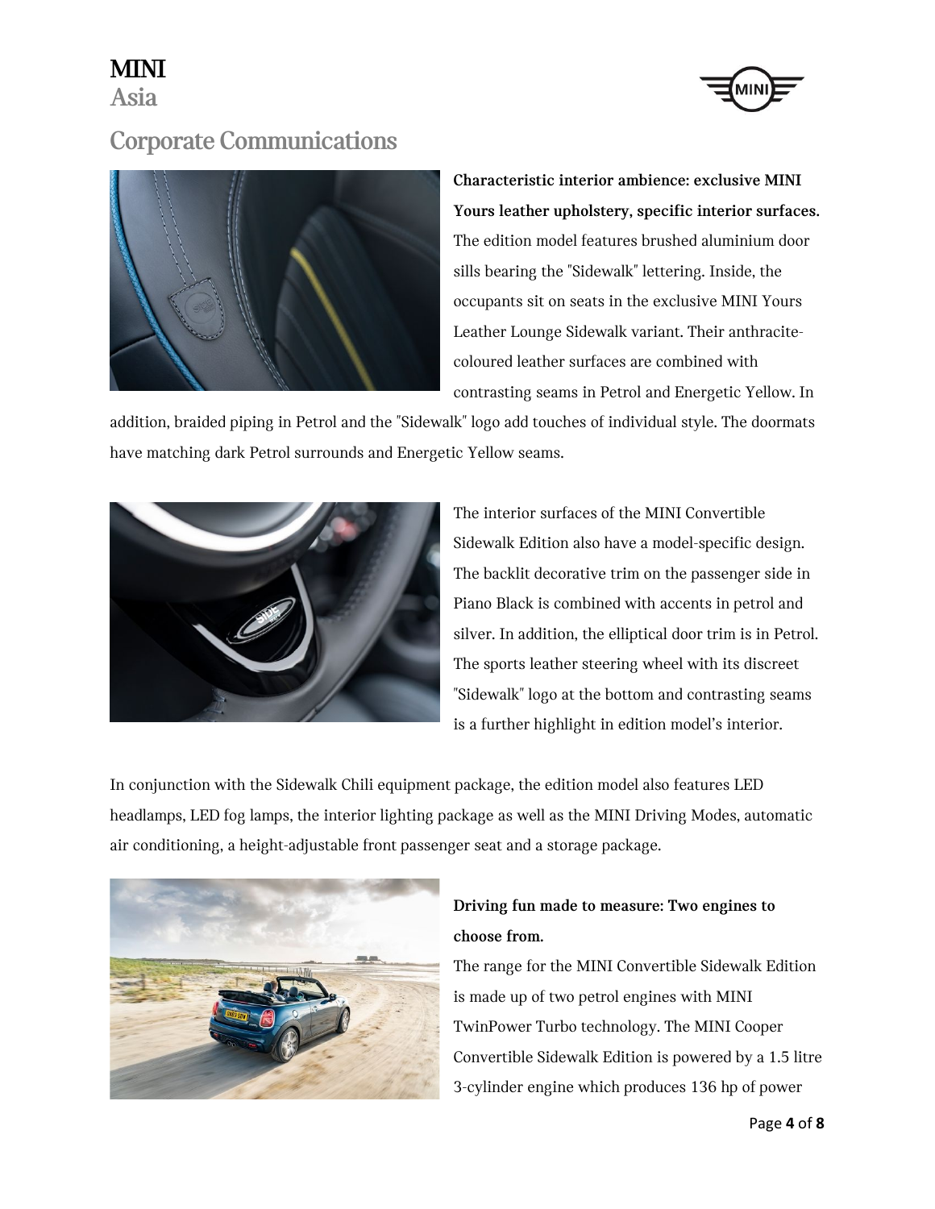**Characteristic interior ambience: exclusive MINI Yours leather upholstery, specific interior surfaces.**
The edition model features brushed aluminium door sills bearing the "Sidewalk" lettering. Inside, the occupants sit on seats in the exclusive MINI Yours Leather Lounge Sidewalk variant. Their anthracite-coloured leather surfaces are combined with contrasting seams in Petrol and Energetic Yellow. In addition, braided piping in Petrol and the "Sidewalk" logo add touches of individual style. The doormats have matching dark Petrol surrounds and Energetic Yellow seams.

The interior surfaces of the MINI Convertible Sidewalk Edition also have a model-specific design. The backlit decorative trim on the passenger side in Piano Black is combined with accents in petrol and silver. In addition, the elliptical door trim is in Petrol. The sports leather steering wheel with its discreet "Sidewalk" logo at the bottom and contrasting seams is a further highlight in edition model's interior.

In conjunction with the Sidewalk Chili equipment package, the edition model also features LED headlamps, LED fog lamps, the interior lighting package as well as the MINI Driving Modes, automatic air conditioning, a height-adjustable front passenger seat and a storage package.

**Driving fun made to measure: Two engines to choose from.**
The range for the MINI Convertible Sidewalk Edition is made up of two petrol engines with MINI TwinPower Turbo technology. The MINI Cooper Convertible Sidewalk Edition is powered by a 1.5 litre 3-cylinder engine which produces 136 hp of power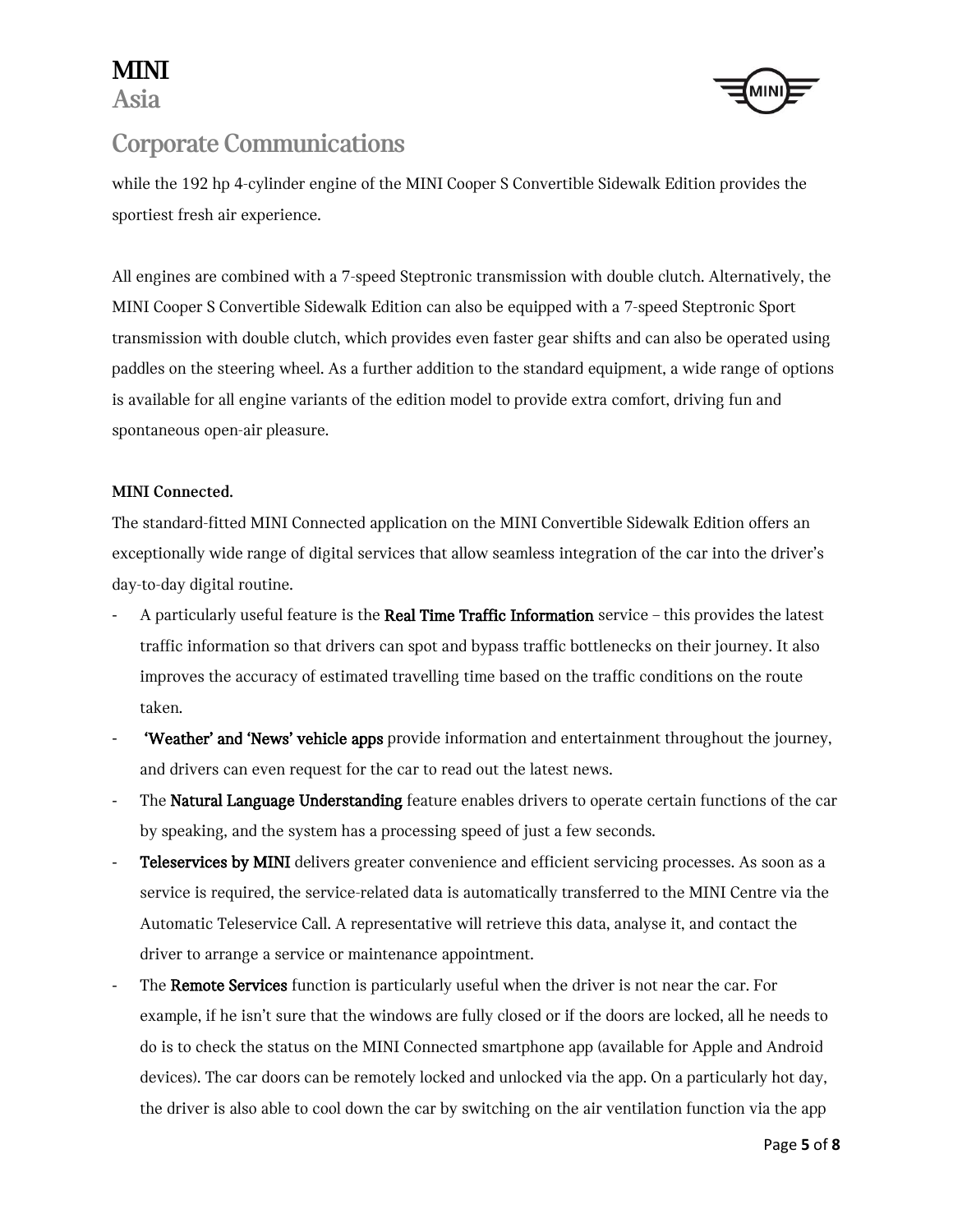while the 192 hp 4-cylinder engine of the MINI Cooper S Convertible Sidewalk Edition provides the sportiest fresh air experience.

All engines are combined with a 7-speed Steptronic transmission with double clutch. Alternatively, the MINI Cooper S Convertible Sidewalk Edition can also be equipped with a 7-speed Steptronic Sport transmission with double clutch, which provides even faster gear shifts and can also be operated using paddles on the steering wheel. As a further addition to the standard equipment, a wide range of options is available for all engine variants of the edition model to provide extra comfort, driving fun and spontaneous open-air pleasure.

**MINI Connected.**

The standard-fitted MINI Connected application on the MINI Convertible Sidewalk Edition offers an exceptionally wide range of digital services that allow seamless integration of the car into the driver's day-to-day digital routine.

- A particularly useful feature is the **Real Time Traffic Information** service – this provides the latest traffic information so that drivers can spot and bypass traffic bottlenecks on their journey. It also improves the accuracy of estimated travelling time based on the traffic conditions on the route taken.
- **'Weather' and 'News' vehicle apps** provide information and entertainment throughout the journey, and drivers can even request for the car to read out the latest news.
- The **Natural Language Understanding** feature enables drivers to operate certain functions of the car by speaking, and the system has a processing speed of just a few seconds.
- **Teleservices by MINI** delivers greater convenience and efficient servicing processes. As soon as a service is required, the service-related data is automatically transferred to the MINI Centre via the Automatic Teleservice Call. A representative will retrieve this data, analyse it, and contact the driver to arrange a service or maintenance appointment.
- The **Remote Services** function is particularly useful when the driver is not near the car. For example, if he isn't sure that the windows are fully closed or if the doors are locked, all he needs to do is to check the status on the MINI Connected smartphone app (available for Apple and Android devices). The car doors can be remotely locked and unlocked via the app. On a particularly hot day, the driver is also able to cool down the car by switching on the air ventilation function via the app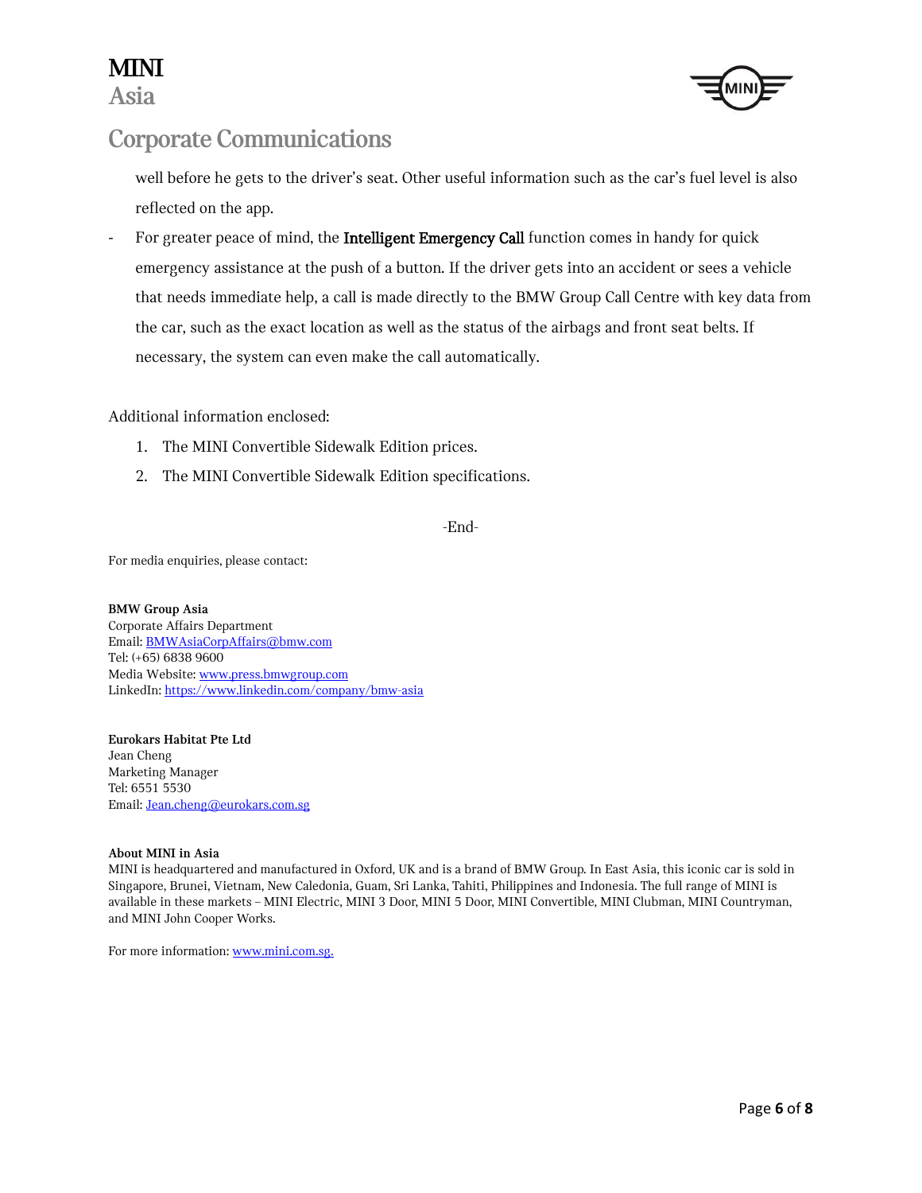well before he gets to the driver's seat. Other useful information such as the car's fuel level is also reflected on the app.

- For greater peace of mind, the **Intelligent Emergency Call** function comes in handy for quick emergency assistance at the push of a button. If the driver gets into an accident or sees a vehicle that needs immediate help, a call is made directly to the BMW Group Call Centre with key data from the car, such as the exact location as well as the status of the airbags and front seat belts. If necessary, the system can even make the call automatically.

Additional information enclosed:

1. The MINI Convertible Sidewalk Edition prices.
2. The MINI Convertible Sidewalk Edition specifications.

-End-

For media enquiries, please contact:

**BMW Group Asia**
Corporate Affairs Department
Email: BMWAsiaCorpAffairs@bmw.com
Tel: (+65) 6838 9600
Media Website: www.press.bmwgroup.com
LinkedIn: https://www.linkedin.com/company/bmw-asia

**Eurokars Habitat Pte Ltd**
Jean Cheng
Marketing Manager
Tel: 6551 5530
Email: Jean.cheng@eurokars.com.sg

**About MINI in Asia**
MINI is headquartered and manufactured in Oxford, UK and is a brand of BMW Group. In East Asia, this iconic car is sold in Singapore, Brunei, Vietnam, New Caledonia, Guam, Sri Lanka, Tahiti, Philippines and Indonesia. The full range of MINI is available in these markets – MINI Electric, MINI 3 Door, MINI 5 Door, MINI Convertible, MINI Clubman, MINI Countryman, and MINI John Cooper Works.

For more information: www.mini.com.sg.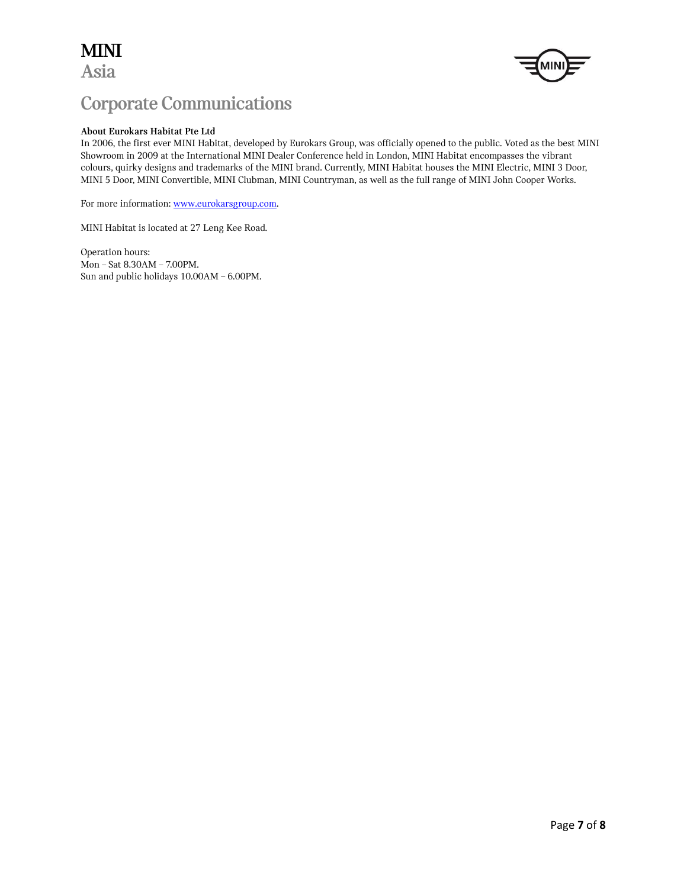**About Eurokars Habitat Pte Ltd**

In 2006, the first ever MINI Habitat, developed by Eurokars Group, was officially opened to the public. Voted as the best MINI Showroom in 2009 at the International MINI Dealer Conference held in London, MINI Habitat encompasses the vibrant colours, quirky designs and trademarks of the MINI brand. Currently, MINI Habitat houses the MINI Electric, MINI 3 Door, MINI 5 Door, MINI Convertible, MINI Clubman, MINI Countryman, as well as the full range of MINI John Cooper Works.

For more information: [www.eurokarsgroup.com](http://www.eurokarsgroup.com).

MINI Habitat is located at 27 Leng Kee Road.

Operation hours:
Mon – Sat 8.30AM – 7.00PM.
Sun and public holidays 10.00AM – 6.00PM.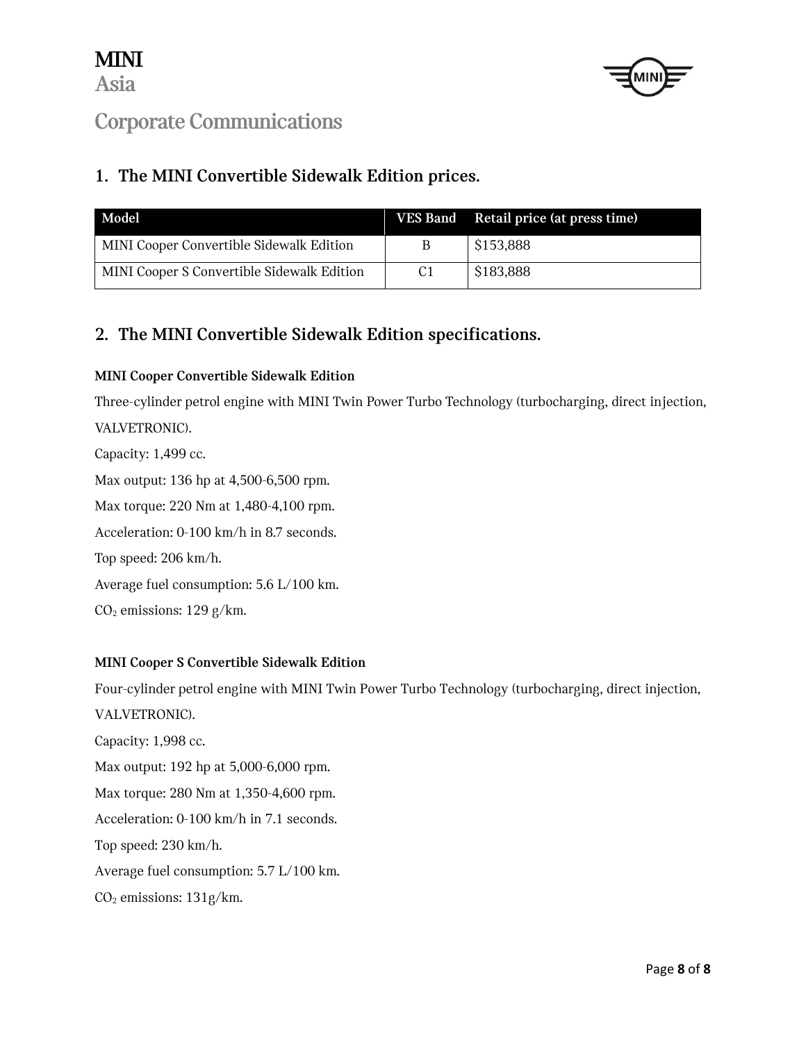# MINI
## Asia
## Corporate Communications

## 1. The MINI Convertible Sidewalk Edition prices.

| Model | VES Band | Retail price (at press time) |
|---|---|---|
| MINI Cooper Convertible Sidewalk Edition | B | $153,888 |
| MINI Cooper S Convertible Sidewalk Edition | C1 | $183,888 |

## 2. The MINI Convertible Sidewalk Edition specifications.

**MINI Cooper Convertible Sidewalk Edition**

Three-cylinder petrol engine with MINI Twin Power Turbo Technology (turbocharging, direct injection, VALVETRONIC).

Capacity: 1,499 cc.

Max output: 136 hp at 4,500-6,500 rpm.

Max torque: 220 Nm at 1,480-4,100 rpm.

Acceleration: 0-100 km/h in 8.7 seconds.

Top speed: 206 km/h.

Average fuel consumption: 5.6 L/100 km.

$CO_2$ emissions: 129 g/km.

**MINI Cooper S Convertible Sidewalk Edition**

Four-cylinder petrol engine with MINI Twin Power Turbo Technology (turbocharging, direct injection, VALVETRONIC).

Capacity: 1,998 cc.

Max output: 192 hp at 5,000-6,000 rpm.

Max torque: 280 Nm at 1,350-4,600 rpm.

Acceleration: 0-100 km/h in 7.1 seconds.

Top speed: 230 km/h.

Average fuel consumption: 5.7 L/100 km.

$CO_2$ emissions: 131g/km.